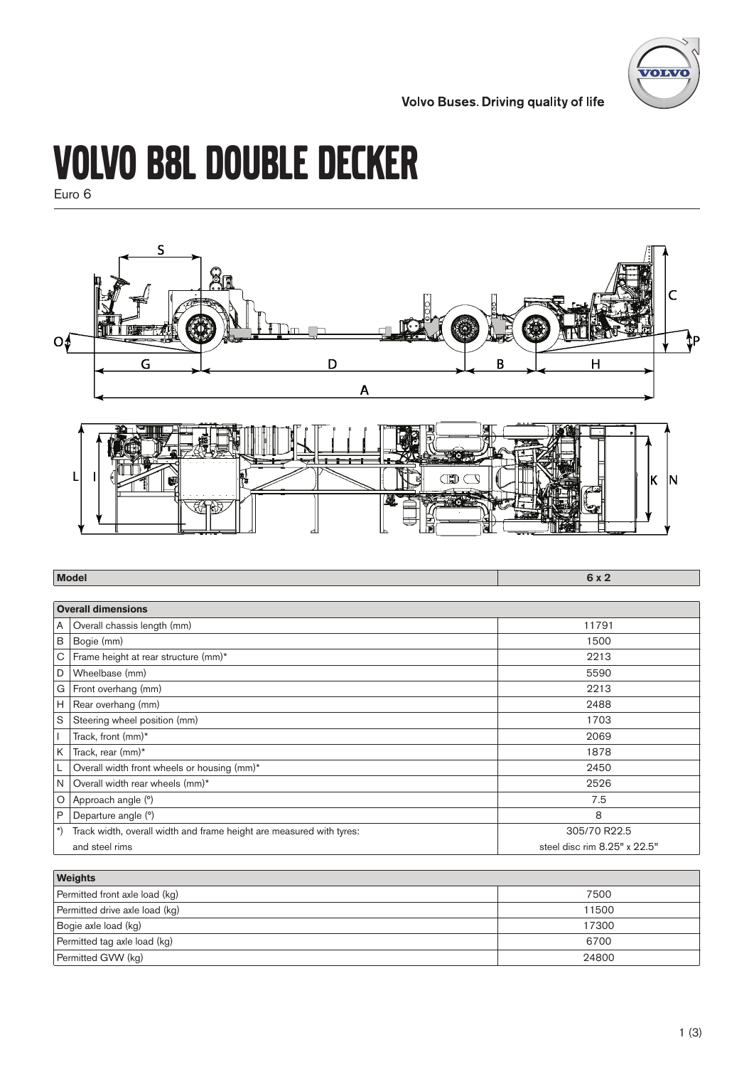Volvo Buses. Driving quality of life

# VOLVO B8L DOUBLE DECKER

Euro 6

| Model | 6 x 2 |
| --- | --- |

| Overall dimensions | | |
| --- | --- | --- |
| A | Overall chassis length (mm) | 11791 |
| B | Bogie (mm) | 1500 |
| C | Frame height at rear structure (mm)* | 2213 |
| D | Wheelbase (mm) | 5590 |
| G | Front overhang (mm) | 2213 |
| H | Rear overhang (mm) | 2488 |
| S | Steering wheel position (mm) | 1703 |
| I | Track, front (mm)* | 2069 |
| K | Track, rear (mm)* | 1878 |
| L | Overall width front wheels or housing (mm)* | 2450 |
| N | Overall width rear wheels (mm)* | 2526 |
| O | Approach angle (°) | 7.5 |
| P | Departure angle (°) | 8 |
| *) | Track width, overall width and frame height are measured with tyres: | 305/70 R22.5 |
| | and steel rims | steel disc rim 8.25" x 22.5" |

| Weights | |
| --- | --- |
| Permitted front axle load (kg) | 7500 |
| Permitted drive axle load (kg) | 11500 |
| Bogie axle load (kg) | 17300 |
| Permitted tag axle load (kg) | 6700 |
| Permitted GVW (kg) | 24800 |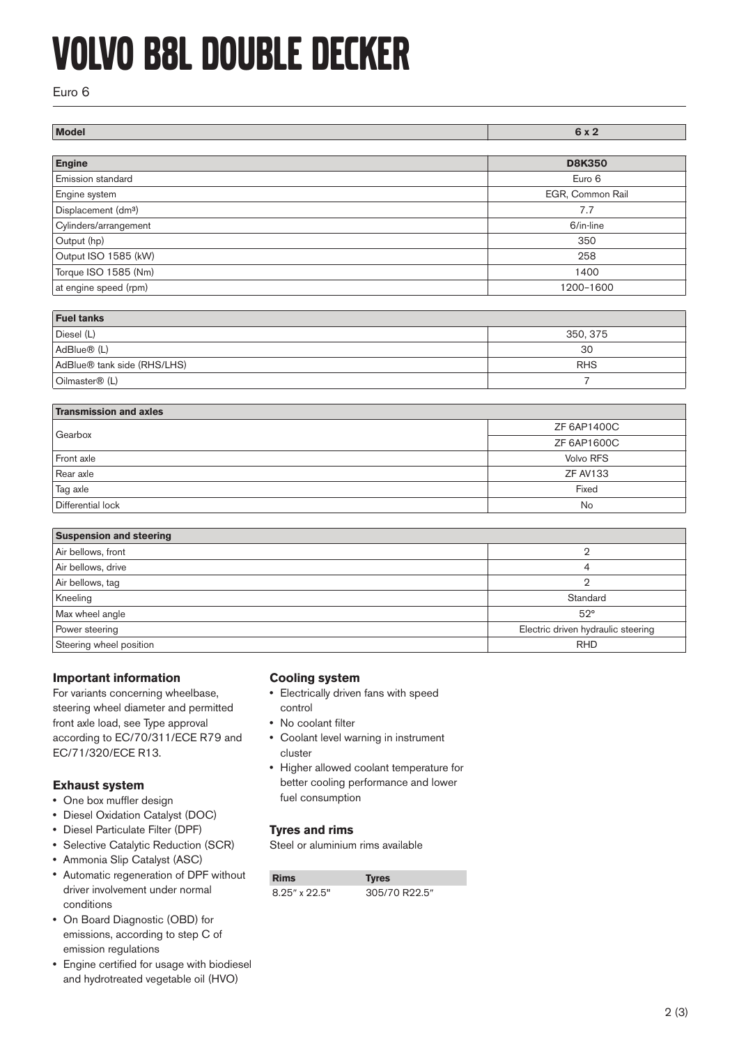# VOLVO B8L DOUBLE DECKER

Euro 6

| Model | 6 x 2 |
|---|---|

| Engine | D8K350 |
|---|---|
| Emission standard | Euro 6 |
| Engine system | EGR, Common Rail |
| Displacement (dm³) | 7.7 |
| Cylinders/arrangement | 6/in-line |
| Output (hp) | 350 |
| Output ISO 1585 (kW) | 258 |
| Torque ISO 1585 (Nm) | 1400 |
| at engine speed (rpm) | 1200–1600 |

| Fuel tanks | |
|---|---|
| Diesel (L) | 350, 375 |
| AdBlue® (L) | 30 |
| AdBlue® tank side (RHS/LHS) | RHS |
| Oilmaster® (L) | 7 |

| Transmission and axles | |
|---|---|
| Gearbox | ZF 6AP1400C |
| | ZF 6AP1600C |
| Front axle | Volvo RFS |
| Rear axle | ZF AV133 |
| Tag axle | Fixed |
| Differential lock | No |

| Suspension and steering | |
|---|---|
| Air bellows, front | 2 |
| Air bellows, drive | 4 |
| Air bellows, tag | 2 |
| Kneeling | Standard |
| Max wheel angle | 52° |
| Power steering | Electric driven hydraulic steering |
| Steering wheel position | RHD |

### Important information

For variants concerning wheelbase, steering wheel diameter and permitted front axle load, see Type approval according to EC/70/311/ECE R79 and EC/71/320/ECE R13.

### Exhaust system

- One box muffler design
- Diesel Oxidation Catalyst (DOC)
- Diesel Particulate Filter (DPF)
- Selective Catalytic Reduction (SCR)
- Ammonia Slip Catalyst (ASC)
- Automatic regeneration of DPF without driver involvement under normal conditions
- On Board Diagnostic (OBD) for emissions, according to step C of emission regulations
- Engine certified for usage with biodiesel and hydrotreated vegetable oil (HVO)

### Cooling system

- Electrically driven fans with speed control
- No coolant filter
- Coolant level warning in instrument cluster
- Higher allowed coolant temperature for better cooling performance and lower fuel consumption

### Tyres and rims

Steel or aluminium rims available

| Rims | Tyres |
|---|---|
| 8.25″ x 22.5" | 305/70 R22.5″ |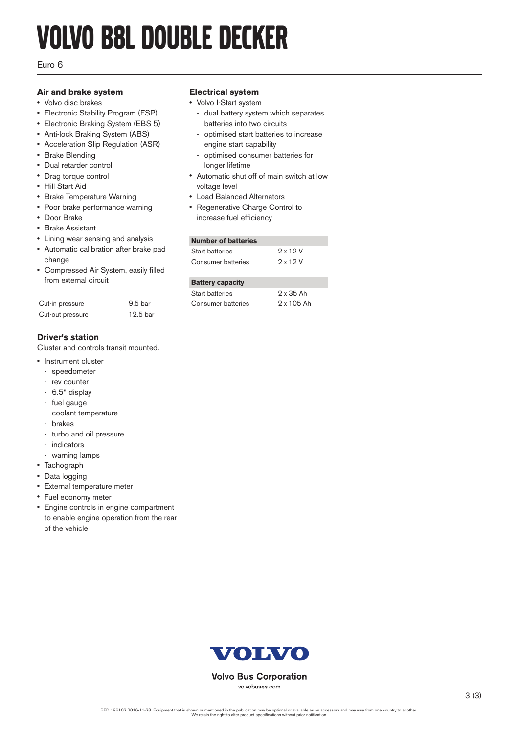# VOLVO B8L DOUBLE DECKER

Euro 6

### Air and brake system

- Volvo disc brakes
- Electronic Stability Program (ESP)
- Electronic Braking System (EBS 5)
- Anti-lock Braking System (ABS)
- Acceleration Slip Regulation (ASR)
- Brake Blending
- Dual retarder control
- Drag torque control
- Hill Start Aid
- Brake Temperature Warning
- Poor brake performance warning
- Door Brake
- Brake Assistant
- Lining wear sensing and analysis
- Automatic calibration after brake pad change
- Compressed Air System, easily filled from external circuit

| | |
|---|---|
| Cut-in pressure | 9.5 bar |
| Cut-out pressure | 12.5 bar |

### Driver's station

Cluster and controls transit mounted.

- Instrument cluster
  - speedometer
  - rev counter
  - 6.5" display
  - fuel gauge
  - coolant temperature
  - brakes
  - turbo and oil pressure
  - indicators
  - warning lamps
- Tachograph
- Data logging
- External temperature meter
- Fuel economy meter
- Engine controls in engine compartment to enable engine operation from the rear of the vehicle

### Electrical system

- Volvo I-Start system
  - dual battery system which separates batteries into two circuits
  - optimised start batteries to increase engine start capability
  - optimised consumer batteries for longer lifetime
- Automatic shut off of main switch at low voltage level
- Load Balanced Alternators
- Regenerative Charge Control to increase fuel efficiency

| **Number of batteries** | |
|---|---|
| Start batteries | 2 x 12 V |
| Consumer batteries | 2 x 12 V |

| **Battery capacity** | |
|---|---|
| Start batteries | 2 x 35 Ah |
| Consumer batteries | 2 x 105 Ah |

VOLVO

Volvo Bus Corporation
volvobuses.com

BED 196102 2016-11-28. Equipment that is shown or mentioned in the publication may be optional or available as an accessory and may vary from one country to another. We retain the right to alter product specifications without prior notification.